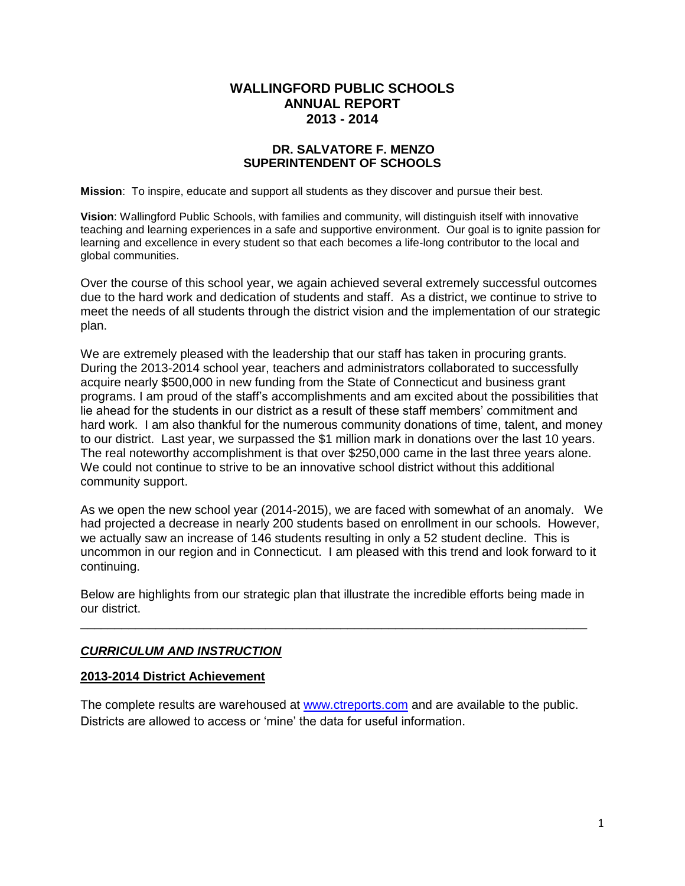# WALLINGFORD PUBLIC SCHOOLS ANNUAL REPORT 2013 - 2014

## DR. SALVATORE F. MENZO SUPERINTENDENT OF SCHOOLS

**Mission**: To inspire, educate and support all students as they discover and pursue their best.

**Vision**: Wallingford Public Schools, with families and community, will distinguish itself with innovative teaching and learning experiences in a safe and supportive environment. Our goal is to ignite passion for learning and excellence in every student so that each becomes a life-long contributor to the local and global communities.

Over the course of this school year, we again achieved several extremely successful outcomes due to the hard work and dedication of students and staff. As a district, we continue to strive to meet the needs of all students through the district vision and the implementation of our strategic plan.

We are extremely pleased with the leadership that our staff has taken in procuring grants. During the 2013-2014 school year, teachers and administrators collaborated to successfully acquire nearly $500,000 in new funding from the State of Connecticut and business grant programs. I am proud of the staff's accomplishments and am excited about the possibilities that lie ahead for the students in our district as a result of these staff members' commitment and hard work. I am also thankful for the numerous community donations of time, talent, and money to our district. Last year, we surpassed the $1 million mark in donations over the last 10 years. The real noteworthy accomplishment is that over $250,000 came in the last three years alone. We could not continue to strive to be an innovative school district without this additional community support.

As we open the new school year (2014-2015), we are faced with somewhat of an anomaly. We had projected a decrease in nearly 200 students based on enrollment in our schools. However, we actually saw an increase of 146 students resulting in only a 52 student decline. This is uncommon in our region and in Connecticut. I am pleased with this trend and look forward to it continuing.

Below are highlights from our strategic plan that illustrate the incredible efforts being made in our district.

---

## ***CURRICULUM AND INSTRUCTION***

### **2013-2014 District Achievement**

The complete results are warehoused at [www.ctreports.com](http://www.ctreports.com) and are available to the public. Districts are allowed to access or 'mine' the data for useful information.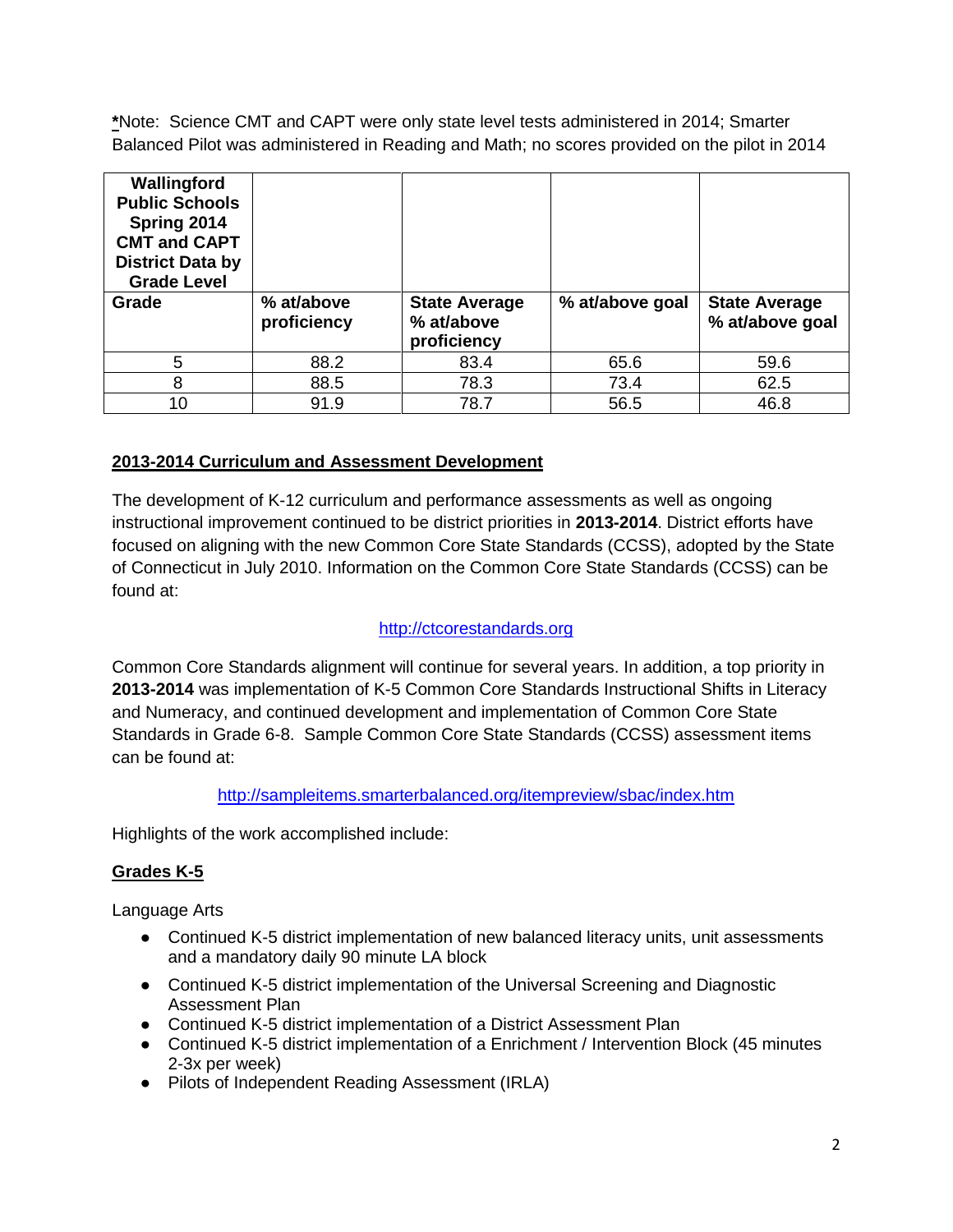***Note: Science CMT and CAPT were only state level tests administered in 2014; Smarter Balanced Pilot was administered in Reading and Math; no scores provided on the pilot in 2014

| **Wallingford Public Schools Spring 2014 CMT and CAPT District Data by Grade Level** | | | | |
|---|---|---|---|---|
| **Grade** | **% at/above proficiency** | **State Average % at/above proficiency** | **% at/above goal** | **State Average % at/above goal** |
| 5 | 88.2 | 83.4 | 65.6 | 59.6 |
| 8 | 88.5 | 78.3 | 73.4 | 62.5 |
| 10 | 91.9 | 78.7 | 56.5 | 46.8 |

## 2013-2014 Curriculum and Assessment Development

The development of K-12 curriculum and performance assessments as well as ongoing instructional improvement continued to be district priorities in **2013-2014**. District efforts have focused on aligning with the new Common Core State Standards (CCSS), adopted by the State of Connecticut in July 2010. Information on the Common Core State Standards (CCSS) can be found at:

http://ctcorestandards.org

Common Core Standards alignment will continue for several years. In addition, a top priority in **2013-2014** was implementation of K-5 Common Core Standards Instructional Shifts in Literacy and Numeracy, and continued development and implementation of Common Core State Standards in Grade 6-8. Sample Common Core State Standards (CCSS) assessment items can be found at:

http://sampleitems.smarterbalanced.org/itempreview/sbac/index.htm

Highlights of the work accomplished include:

### Grades K-5

Language Arts

- Continued K-5 district implementation of new balanced literacy units, unit assessments and a mandatory daily 90 minute LA block
- Continued K-5 district implementation of the Universal Screening and Diagnostic Assessment Plan
- Continued K-5 district implementation of a District Assessment Plan
- Continued K-5 district implementation of a Enrichment / Intervention Block (45 minutes 2-3x per week)
- Pilots of Independent Reading Assessment (IRLA)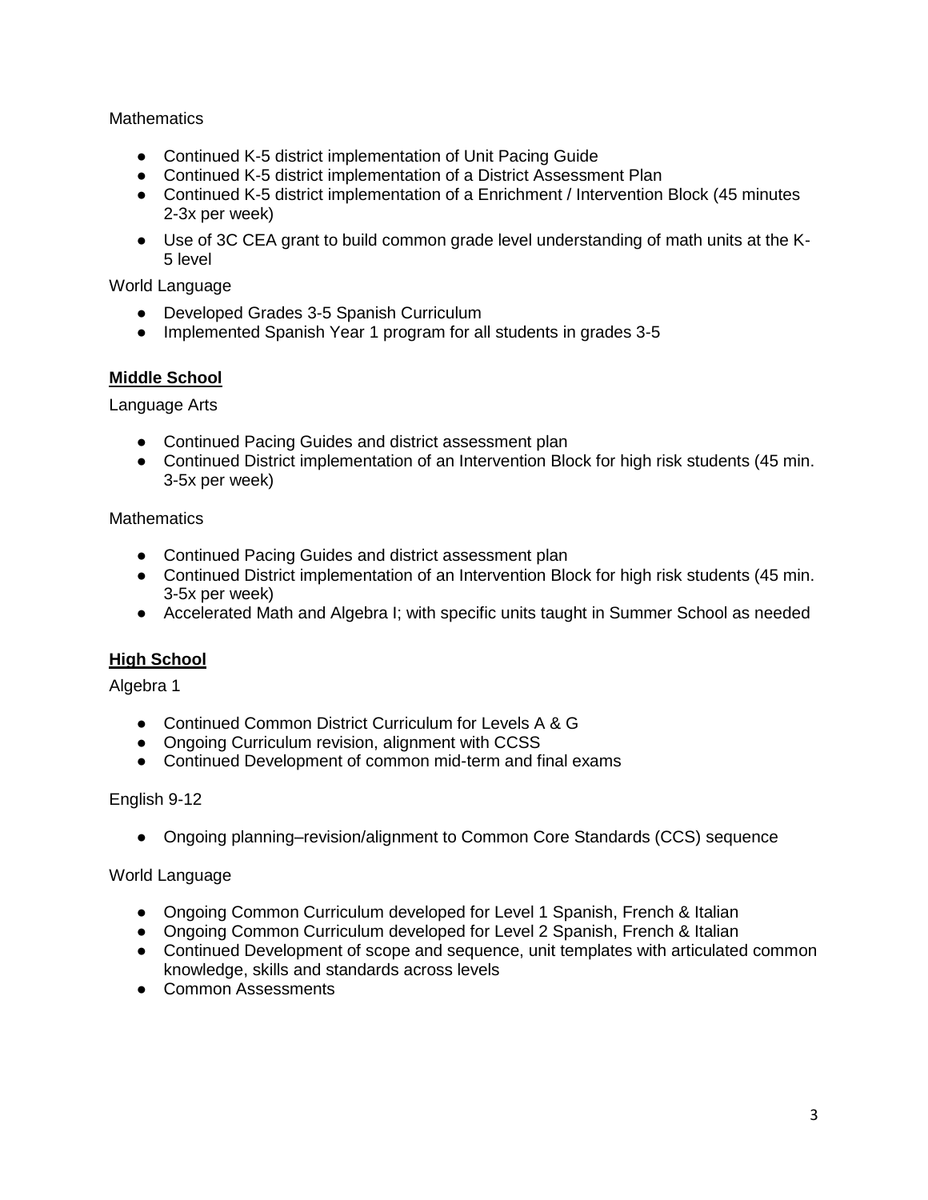Mathematics

- Continued K-5 district implementation of Unit Pacing Guide
- Continued K-5 district implementation of a District Assessment Plan
- Continued K-5 district implementation of a Enrichment / Intervention Block (45 minutes 2-3x per week)
- Use of 3C CEA grant to build common grade level understanding of math units at the K-5 level

World Language

- Developed Grades 3-5 Spanish Curriculum
- Implemented Spanish Year 1 program for all students in grades 3-5

## Middle School

Language Arts

- Continued Pacing Guides and district assessment plan
- Continued District implementation of an Intervention Block for high risk students (45 min. 3-5x per week)

Mathematics

- Continued Pacing Guides and district assessment plan
- Continued District implementation of an Intervention Block for high risk students (45 min. 3-5x per week)
- Accelerated Math and Algebra I; with specific units taught in Summer School as needed

## High School

Algebra 1

- Continued Common District Curriculum for Levels A & G
- Ongoing Curriculum revision, alignment with CCSS
- Continued Development of common mid-term and final exams

English 9-12

- Ongoing planning–revision/alignment to Common Core Standards (CCS) sequence

World Language

- Ongoing Common Curriculum developed for Level 1 Spanish, French & Italian
- Ongoing Common Curriculum developed for Level 2 Spanish, French & Italian
- Continued Development of scope and sequence, unit templates with articulated common knowledge, skills and standards across levels
- Common Assessments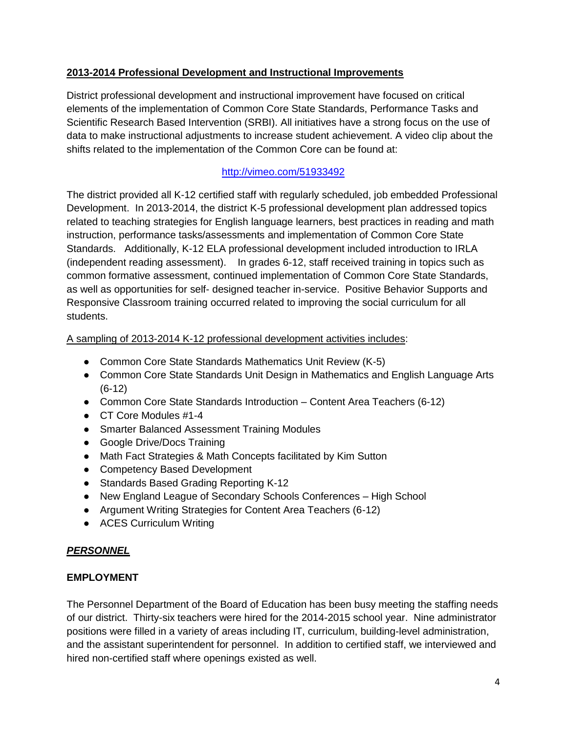## 2013-2014 Professional Development and Instructional Improvements

District professional development and instructional improvement have focused on critical elements of the implementation of Common Core State Standards, Performance Tasks and Scientific Research Based Intervention (SRBI). All initiatives have a strong focus on the use of data to make instructional adjustments to increase student achievement. A video clip about the shifts related to the implementation of the Common Core can be found at:

http://vimeo.com/51933492

The district provided all K-12 certified staff with regularly scheduled, job embedded Professional Development. In 2013-2014, the district K-5 professional development plan addressed topics related to teaching strategies for English language learners, best practices in reading and math instruction, performance tasks/assessments and implementation of Common Core State Standards. Additionally, K-12 ELA professional development included introduction to IRLA (independent reading assessment). In grades 6-12, staff received training in topics such as common formative assessment, continued implementation of Common Core State Standards, as well as opportunities for self- designed teacher in-service. Positive Behavior Supports and Responsive Classroom training occurred related to improving the social curriculum for all students.

A sampling of 2013-2014 K-12 professional development activities includes:

- Common Core State Standards Mathematics Unit Review (K-5)
- Common Core State Standards Unit Design in Mathematics and English Language Arts (6-12)
- Common Core State Standards Introduction – Content Area Teachers (6-12)
- CT Core Modules #1-4
- Smarter Balanced Assessment Training Modules
- Google Drive/Docs Training
- Math Fact Strategies & Math Concepts facilitated by Kim Sutton
- Competency Based Development
- Standards Based Grading Reporting K-12
- New England League of Secondary Schools Conferences – High School
- Argument Writing Strategies for Content Area Teachers (6-12)
- ACES Curriculum Writing

## ***PERSONNEL***

### EMPLOYMENT

The Personnel Department of the Board of Education has been busy meeting the staffing needs of our district. Thirty-six teachers were hired for the 2014-2015 school year. Nine administrator positions were filled in a variety of areas including IT, curriculum, building-level administration, and the assistant superintendent for personnel. In addition to certified staff, we interviewed and hired non-certified staff where openings existed as well.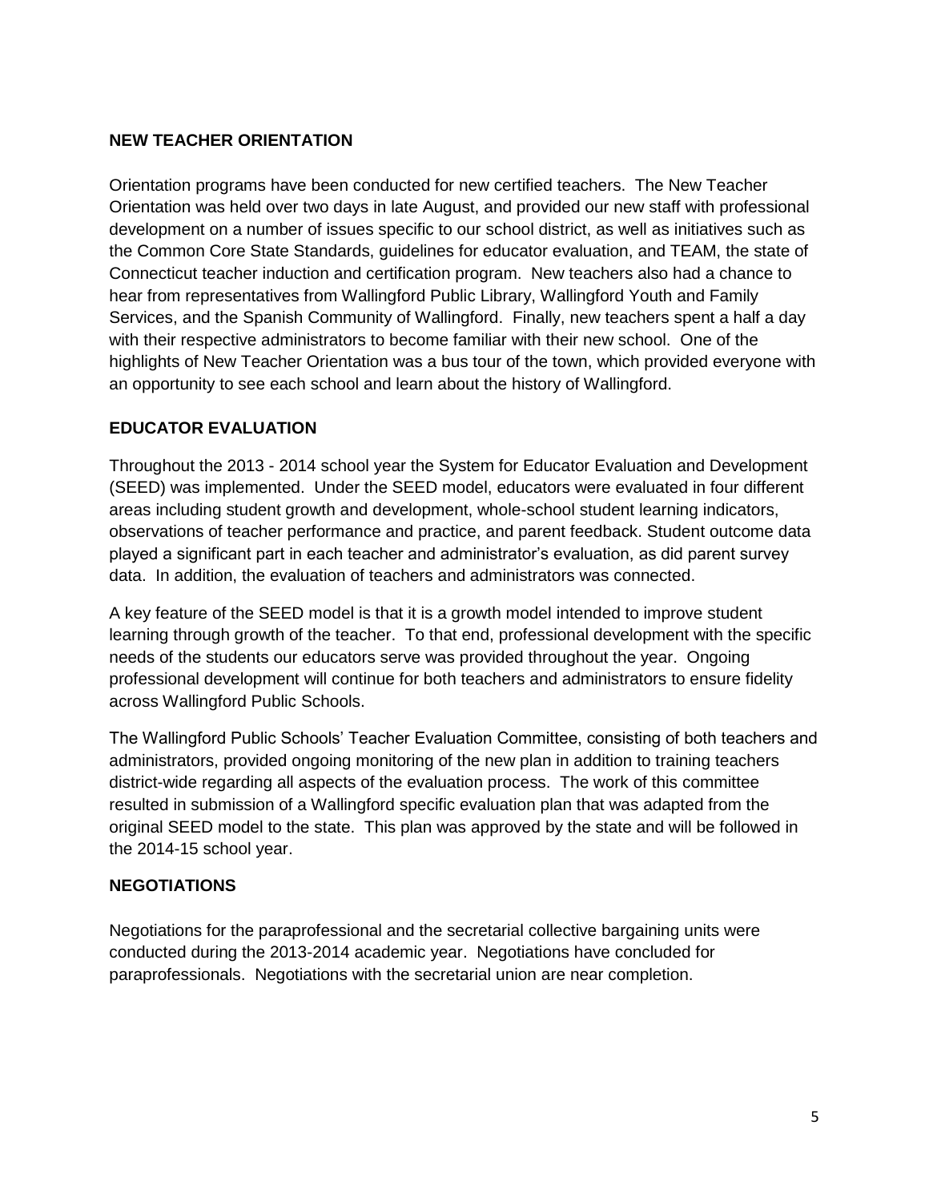## NEW TEACHER ORIENTATION

Orientation programs have been conducted for new certified teachers. The New Teacher Orientation was held over two days in late August, and provided our new staff with professional development on a number of issues specific to our school district, as well as initiatives such as the Common Core State Standards, guidelines for educator evaluation, and TEAM, the state of Connecticut teacher induction and certification program. New teachers also had a chance to hear from representatives from Wallingford Public Library, Wallingford Youth and Family Services, and the Spanish Community of Wallingford. Finally, new teachers spent a half a day with their respective administrators to become familiar with their new school. One of the highlights of New Teacher Orientation was a bus tour of the town, which provided everyone with an opportunity to see each school and learn about the history of Wallingford.

## EDUCATOR EVALUATION

Throughout the 2013 - 2014 school year the System for Educator Evaluation and Development (SEED) was implemented. Under the SEED model, educators were evaluated in four different areas including student growth and development, whole-school student learning indicators, observations of teacher performance and practice, and parent feedback. Student outcome data played a significant part in each teacher and administrator's evaluation, as did parent survey data. In addition, the evaluation of teachers and administrators was connected.

A key feature of the SEED model is that it is a growth model intended to improve student learning through growth of the teacher. To that end, professional development with the specific needs of the students our educators serve was provided throughout the year. Ongoing professional development will continue for both teachers and administrators to ensure fidelity across Wallingford Public Schools.

The Wallingford Public Schools' Teacher Evaluation Committee, consisting of both teachers and administrators, provided ongoing monitoring of the new plan in addition to training teachers district-wide regarding all aspects of the evaluation process. The work of this committee resulted in submission of a Wallingford specific evaluation plan that was adapted from the original SEED model to the state. This plan was approved by the state and will be followed in the 2014-15 school year.

## NEGOTIATIONS

Negotiations for the paraprofessional and the secretarial collective bargaining units were conducted during the 2013-2014 academic year. Negotiations have concluded for paraprofessionals. Negotiations with the secretarial union are near completion.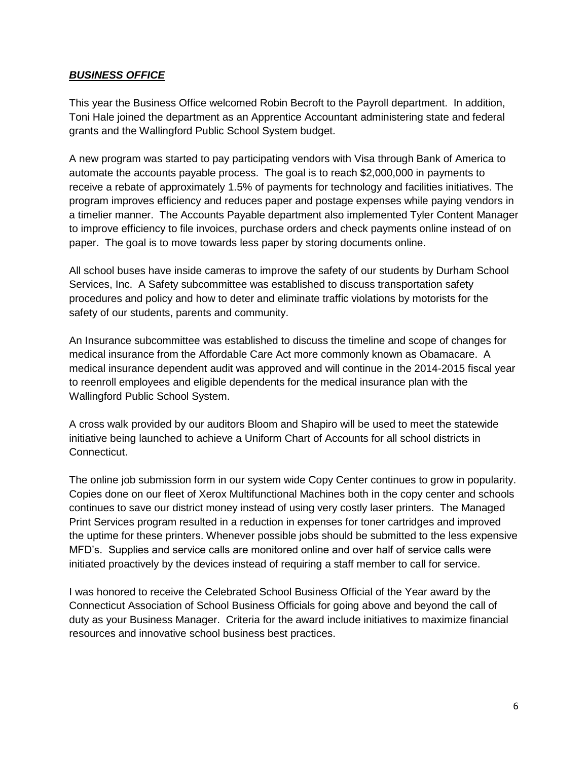## ***BUSINESS OFFICE***

This year the Business Office welcomed Robin Becroft to the Payroll department. In addition, Toni Hale joined the department as an Apprentice Accountant administering state and federal grants and the Wallingford Public School System budget.

A new program was started to pay participating vendors with Visa through Bank of America to automate the accounts payable process. The goal is to reach $2,000,000 in payments to receive a rebate of approximately 1.5% of payments for technology and facilities initiatives. The program improves efficiency and reduces paper and postage expenses while paying vendors in a timelier manner. The Accounts Payable department also implemented Tyler Content Manager to improve efficiency to file invoices, purchase orders and check payments online instead of on paper. The goal is to move towards less paper by storing documents online.

All school buses have inside cameras to improve the safety of our students by Durham School Services, Inc. A Safety subcommittee was established to discuss transportation safety procedures and policy and how to deter and eliminate traffic violations by motorists for the safety of our students, parents and community.

An Insurance subcommittee was established to discuss the timeline and scope of changes for medical insurance from the Affordable Care Act more commonly known as Obamacare. A medical insurance dependent audit was approved and will continue in the 2014-2015 fiscal year to reenroll employees and eligible dependents for the medical insurance plan with the Wallingford Public School System.

A cross walk provided by our auditors Bloom and Shapiro will be used to meet the statewide initiative being launched to achieve a Uniform Chart of Accounts for all school districts in Connecticut.

The online job submission form in our system wide Copy Center continues to grow in popularity. Copies done on our fleet of Xerox Multifunctional Machines both in the copy center and schools continues to save our district money instead of using very costly laser printers. The Managed Print Services program resulted in a reduction in expenses for toner cartridges and improved the uptime for these printers. Whenever possible jobs should be submitted to the less expensive MFD's. Supplies and service calls are monitored online and over half of service calls were initiated proactively by the devices instead of requiring a staff member to call for service.

I was honored to receive the Celebrated School Business Official of the Year award by the Connecticut Association of School Business Officials for going above and beyond the call of duty as your Business Manager. Criteria for the award include initiatives to maximize financial resources and innovative school business best practices.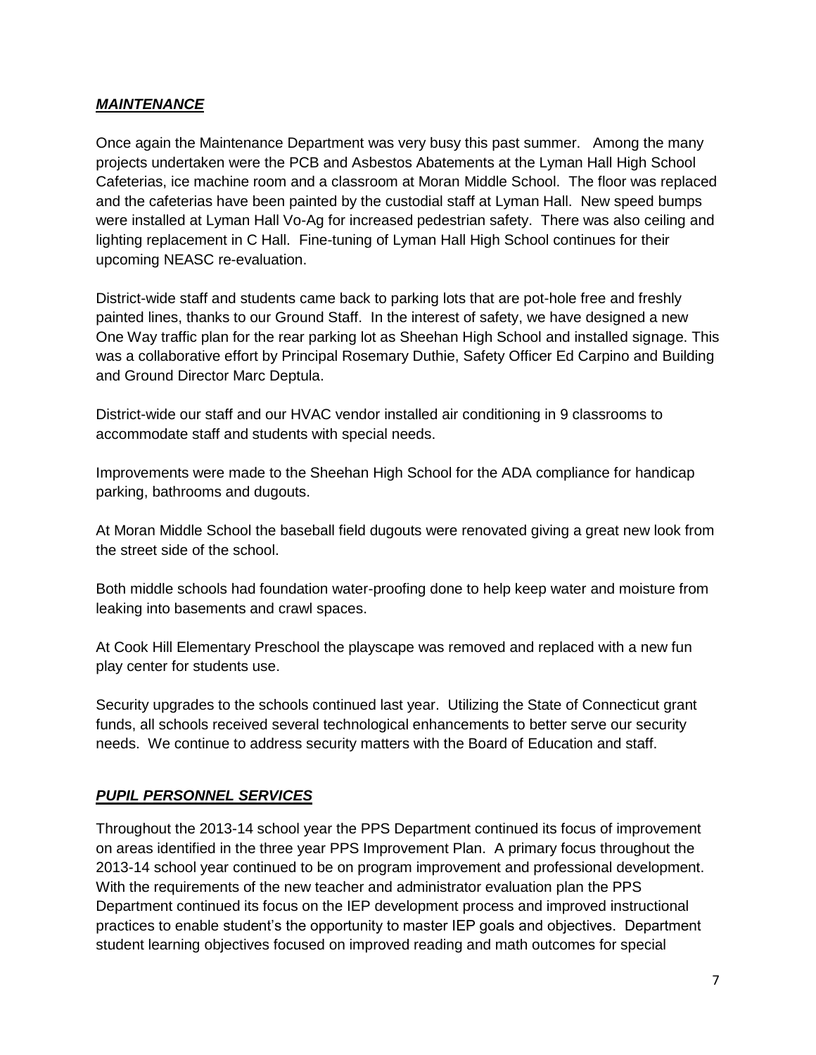## ***MAINTENANCE***

Once again the Maintenance Department was very busy this past summer. Among the many projects undertaken were the PCB and Asbestos Abatements at the Lyman Hall High School Cafeterias, ice machine room and a classroom at Moran Middle School. The floor was replaced and the cafeterias have been painted by the custodial staff at Lyman Hall. New speed bumps were installed at Lyman Hall Vo-Ag for increased pedestrian safety. There was also ceiling and lighting replacement in C Hall. Fine-tuning of Lyman Hall High School continues for their upcoming NEASC re-evaluation.

District-wide staff and students came back to parking lots that are pot-hole free and freshly painted lines, thanks to our Ground Staff. In the interest of safety, we have designed a new One Way traffic plan for the rear parking lot as Sheehan High School and installed signage. This was a collaborative effort by Principal Rosemary Duthie, Safety Officer Ed Carpino and Building and Ground Director Marc Deptula.

District-wide our staff and our HVAC vendor installed air conditioning in 9 classrooms to accommodate staff and students with special needs.

Improvements were made to the Sheehan High School for the ADA compliance for handicap parking, bathrooms and dugouts.

At Moran Middle School the baseball field dugouts were renovated giving a great new look from the street side of the school.

Both middle schools had foundation water-proofing done to help keep water and moisture from leaking into basements and crawl spaces.

At Cook Hill Elementary Preschool the playscape was removed and replaced with a new fun play center for students use.

Security upgrades to the schools continued last year. Utilizing the State of Connecticut grant funds, all schools received several technological enhancements to better serve our security needs. We continue to address security matters with the Board of Education and staff.

## ***PUPIL PERSONNEL SERVICES***

Throughout the 2013-14 school year the PPS Department continued its focus of improvement on areas identified in the three year PPS Improvement Plan. A primary focus throughout the 2013-14 school year continued to be on program improvement and professional development. With the requirements of the new teacher and administrator evaluation plan the PPS Department continued its focus on the IEP development process and improved instructional practices to enable student's the opportunity to master IEP goals and objectives. Department student learning objectives focused on improved reading and math outcomes for special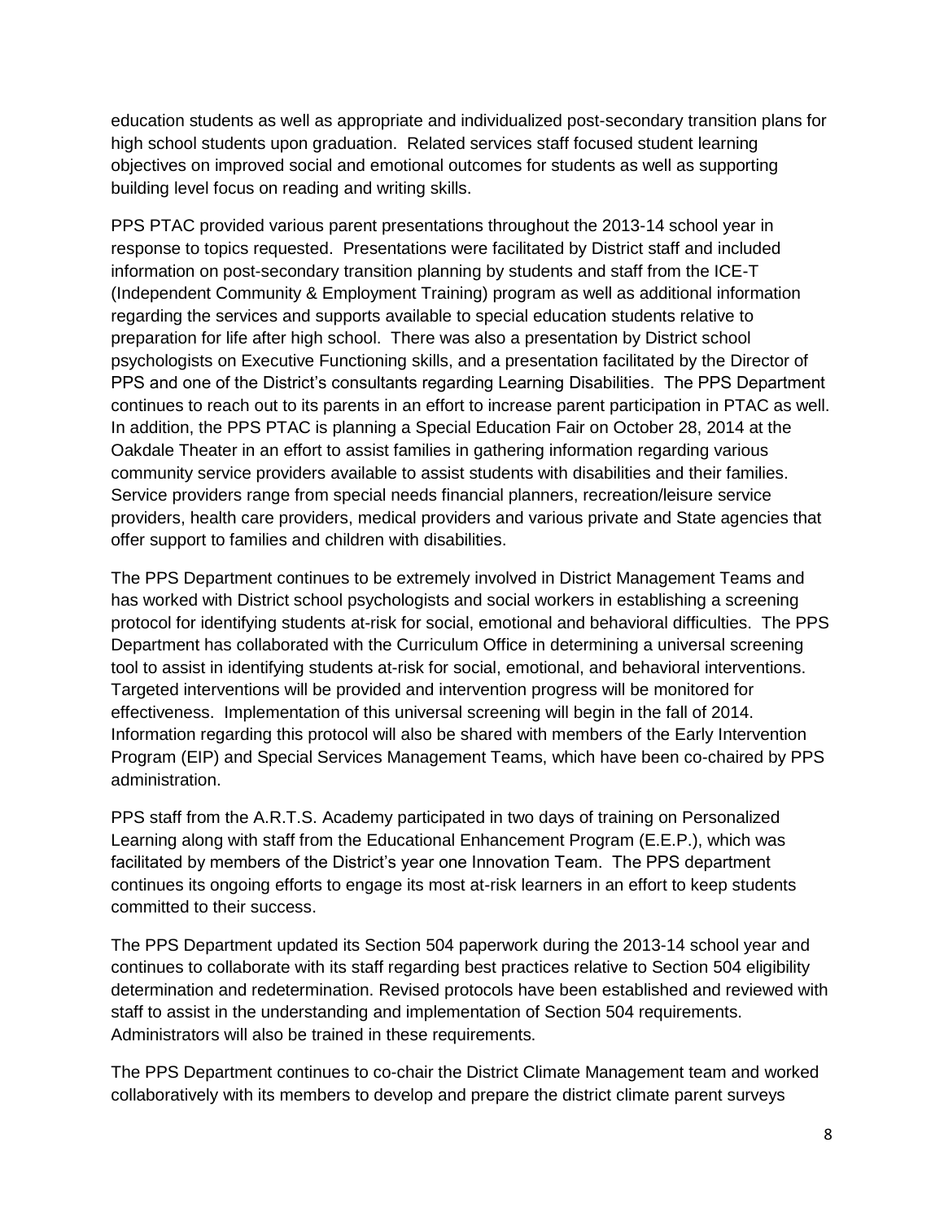education students as well as appropriate and individualized post-secondary transition plans for high school students upon graduation. Related services staff focused student learning objectives on improved social and emotional outcomes for students as well as supporting building level focus on reading and writing skills.

PPS PTAC provided various parent presentations throughout the 2013-14 school year in response to topics requested. Presentations were facilitated by District staff and included information on post-secondary transition planning by students and staff from the ICE-T (Independent Community & Employment Training) program as well as additional information regarding the services and supports available to special education students relative to preparation for life after high school. There was also a presentation by District school psychologists on Executive Functioning skills, and a presentation facilitated by the Director of PPS and one of the District's consultants regarding Learning Disabilities. The PPS Department continues to reach out to its parents in an effort to increase parent participation in PTAC as well. In addition, the PPS PTAC is planning a Special Education Fair on October 28, 2014 at the Oakdale Theater in an effort to assist families in gathering information regarding various community service providers available to assist students with disabilities and their families. Service providers range from special needs financial planners, recreation/leisure service providers, health care providers, medical providers and various private and State agencies that offer support to families and children with disabilities.

The PPS Department continues to be extremely involved in District Management Teams and has worked with District school psychologists and social workers in establishing a screening protocol for identifying students at-risk for social, emotional and behavioral difficulties. The PPS Department has collaborated with the Curriculum Office in determining a universal screening tool to assist in identifying students at-risk for social, emotional, and behavioral interventions. Targeted interventions will be provided and intervention progress will be monitored for effectiveness. Implementation of this universal screening will begin in the fall of 2014. Information regarding this protocol will also be shared with members of the Early Intervention Program (EIP) and Special Services Management Teams, which have been co-chaired by PPS administration.

PPS staff from the A.R.T.S. Academy participated in two days of training on Personalized Learning along with staff from the Educational Enhancement Program (E.E.P.), which was facilitated by members of the District's year one Innovation Team. The PPS department continues its ongoing efforts to engage its most at-risk learners in an effort to keep students committed to their success.

The PPS Department updated its Section 504 paperwork during the 2013-14 school year and continues to collaborate with its staff regarding best practices relative to Section 504 eligibility determination and redetermination. Revised protocols have been established and reviewed with staff to assist in the understanding and implementation of Section 504 requirements. Administrators will also be trained in these requirements.

The PPS Department continues to co-chair the District Climate Management team and worked collaboratively with its members to develop and prepare the district climate parent surveys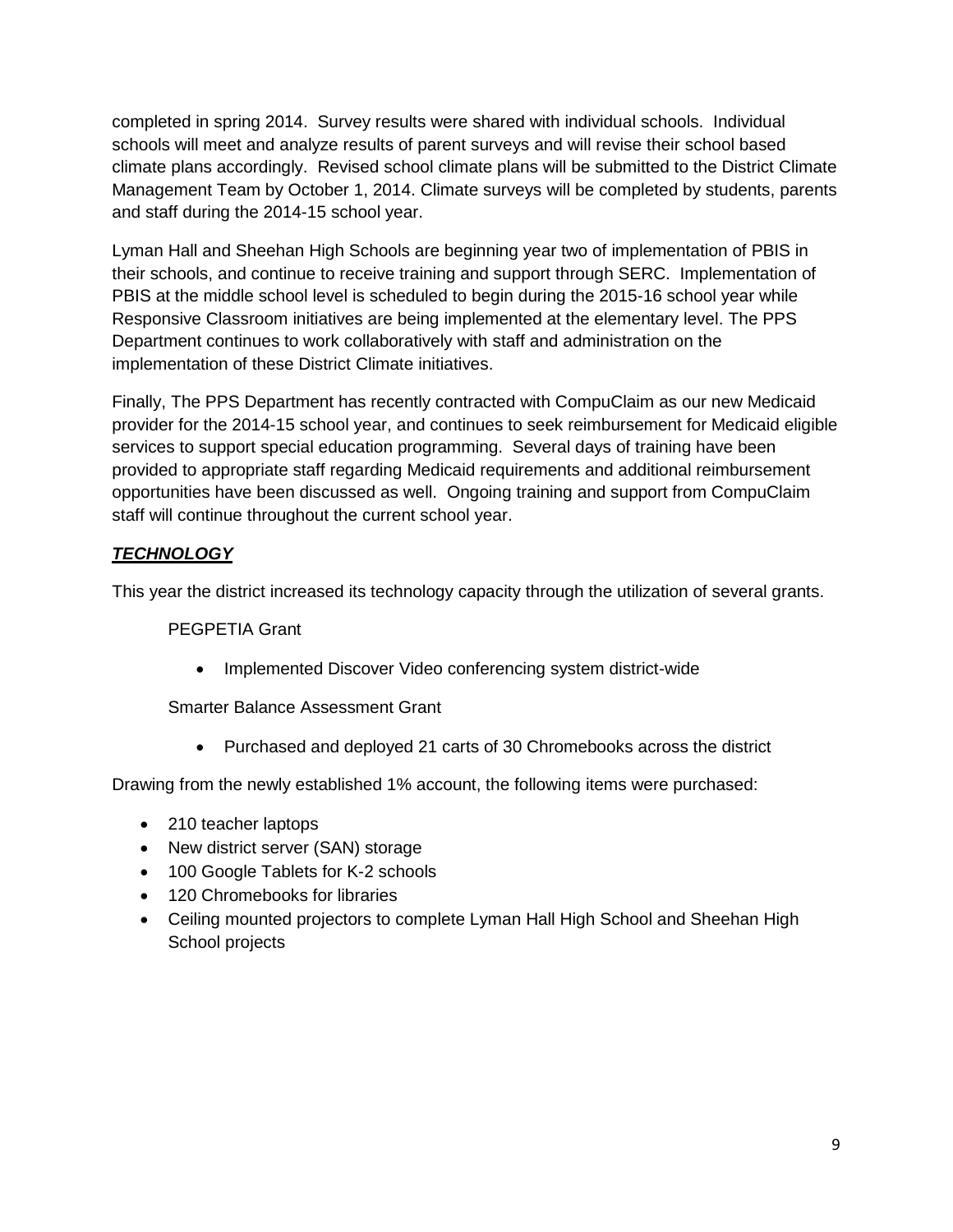completed in spring 2014. Survey results were shared with individual schools. Individual schools will meet and analyze results of parent surveys and will revise their school based climate plans accordingly. Revised school climate plans will be submitted to the District Climate Management Team by October 1, 2014. Climate surveys will be completed by students, parents and staff during the 2014-15 school year.

Lyman Hall and Sheehan High Schools are beginning year two of implementation of PBIS in their schools, and continue to receive training and support through SERC. Implementation of PBIS at the middle school level is scheduled to begin during the 2015-16 school year while Responsive Classroom initiatives are being implemented at the elementary level. The PPS Department continues to work collaboratively with staff and administration on the implementation of these District Climate initiatives.

Finally, The PPS Department has recently contracted with CompuClaim as our new Medicaid provider for the 2014-15 school year, and continues to seek reimbursement for Medicaid eligible services to support special education programming. Several days of training have been provided to appropriate staff regarding Medicaid requirements and additional reimbursement opportunities have been discussed as well. Ongoing training and support from CompuClaim staff will continue throughout the current school year.

## ***TECHNOLOGY***

This year the district increased its technology capacity through the utilization of several grants.

PEGPETIA Grant

- Implemented Discover Video conferencing system district-wide

Smarter Balance Assessment Grant

- Purchased and deployed 21 carts of 30 Chromebooks across the district

Drawing from the newly established 1% account, the following items were purchased:

- 210 teacher laptops
- New district server (SAN) storage
- 100 Google Tablets for K-2 schools
- 120 Chromebooks for libraries
- Ceiling mounted projectors to complete Lyman Hall High School and Sheehan High School projects